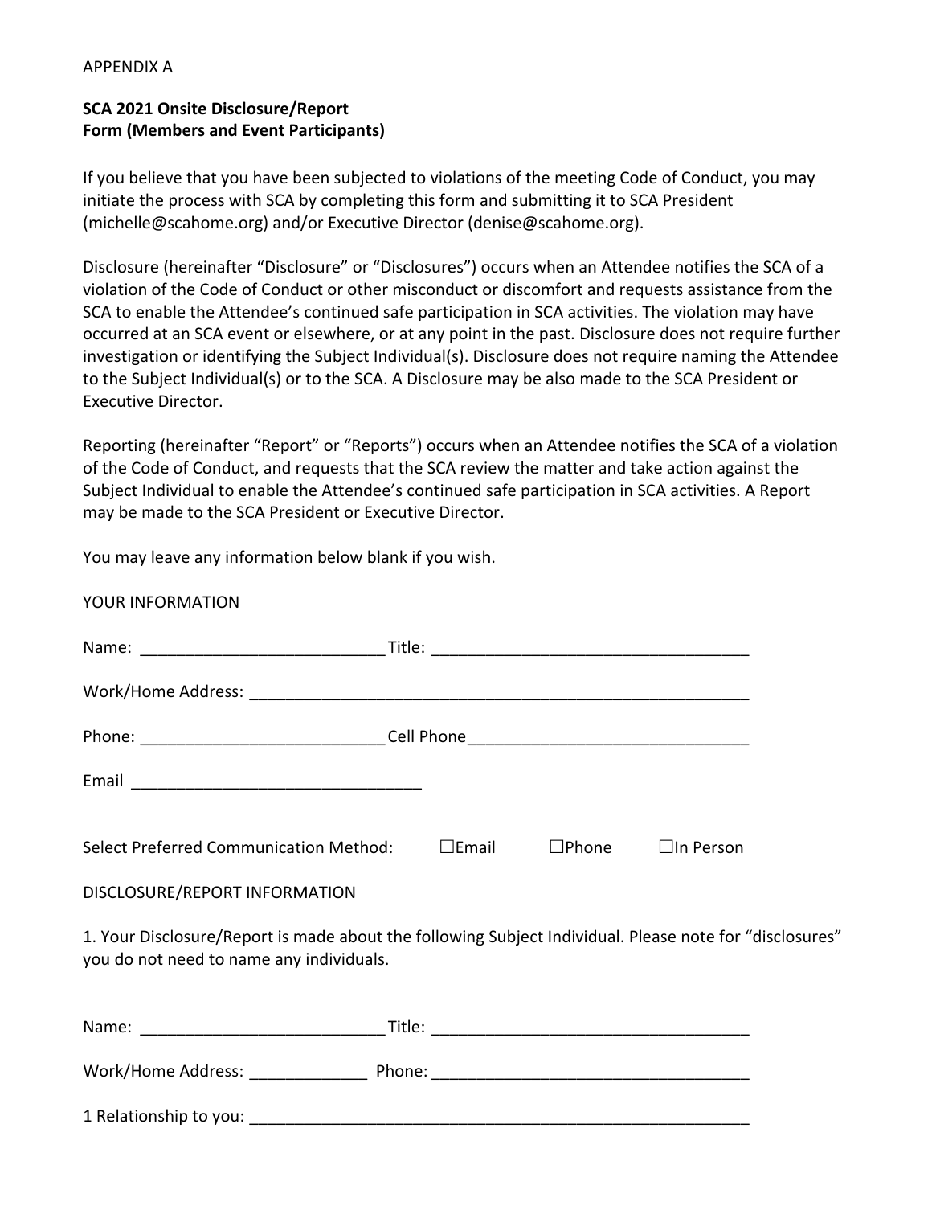APPENDIX A

**SCA 2021 Onsite Disclosure/Report Form (Members and Event Participants)**

If you believe that you have been subjected to violations of the meeting Code of Conduct, you may initiate the process with SCA by completing this form and submitting it to SCA President (michelle@scahome.org) and/or Executive Director (denise@scahome.org).

Disclosure (hereinafter "Disclosure" or "Disclosures") occurs when an Attendee notifies the SCA of a violation of the Code of Conduct or other misconduct or discomfort and requests assistance from the SCA to enable the Attendee's continued safe participation in SCA activities. The violation may have occurred at an SCA event or elsewhere, or at any point in the past. Disclosure does not require further investigation or identifying the Subject Individual(s). Disclosure does not require naming the Attendee to the Subject Individual(s) or to the SCA. A Disclosure may be also made to the SCA President or Executive Director.

Reporting (hereinafter "Report" or "Reports") occurs when an Attendee notifies the SCA of a violation of the Code of Conduct, and requests that the SCA review the matter and take action against the Subject Individual to enable the Attendee's continued safe participation in SCA activities. A Report may be made to the SCA President or Executive Director.

You may leave any information below blank if you wish.

YOUR INFORMATION

Name: ___________________________ Title: ___________________________________

Work/Home Address: ________________________________________________________

Phone: ___________________________ Cell Phone_______________________________

Email ________________________________

Select Preferred Communication Method: ☐Email ☐Phone ☐In Person

DISCLOSURE/REPORT INFORMATION

1. Your Disclosure/Report is made about the following Subject Individual. Please note for "disclosures" you do not need to name any individuals.

Name: ___________________________ Title: ___________________________________

Work/Home Address: _____________ Phone: ___________________________________

1 Relationship to you: ______________________________________________________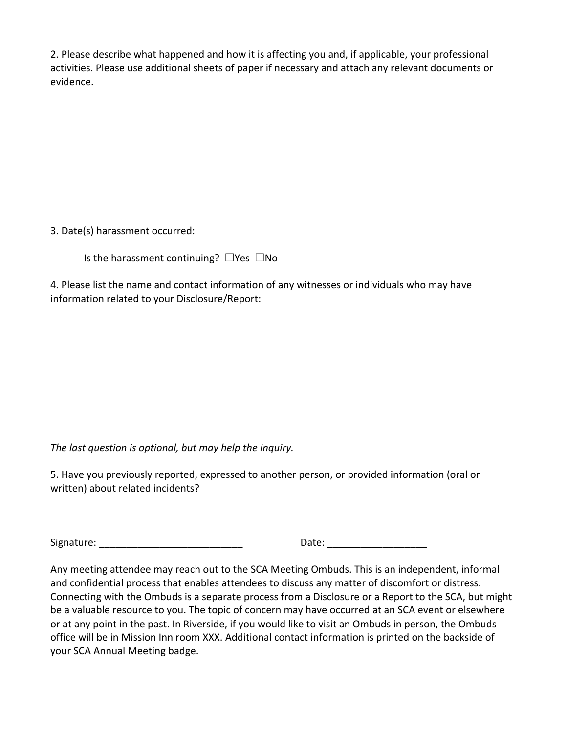2. Please describe what happened and how it is affecting you and, if applicable, your professional activities. Please use additional sheets of paper if necessary and attach any relevant documents or evidence.

3. Date(s) harassment occurred:

Is the harassment continuing? ☐Yes ☐No

4. Please list the name and contact information of any witnesses or individuals who may have information related to your Disclosure/Report:

*The last question is optional, but may help the inquiry.*

5. Have you previously reported, expressed to another person, or provided information (oral or written) about related incidents?

Signature: ___________________________ Date: __________________

Any meeting attendee may reach out to the SCA Meeting Ombuds. This is an independent, informal and confidential process that enables attendees to discuss any matter of discomfort or distress. Connecting with the Ombuds is a separate process from a Disclosure or a Report to the SCA, but might be a valuable resource to you. The topic of concern may have occurred at an SCA event or elsewhere or at any point in the past. In Riverside, if you would like to visit an Ombuds in person, the Ombuds office will be in Mission Inn room XXX. Additional contact information is printed on the backside of your SCA Annual Meeting badge.